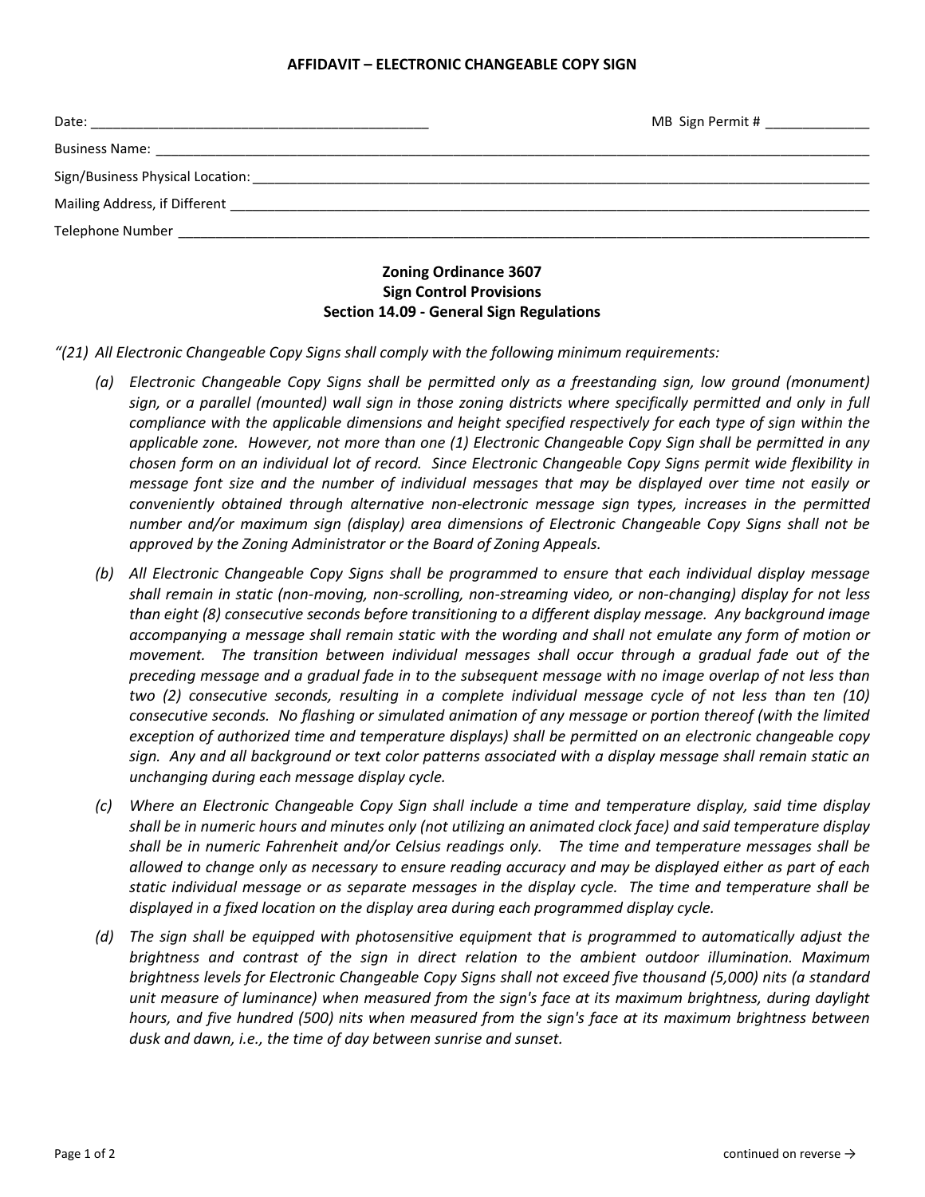# AFFIDAVIT – ELECTRONIC CHANGEABLE COPY SIGN

Date: _____________________________________________ MB Sign Permit # ______________

Business Name: ___________________________________________________________________________________________

Sign/Business Physical Location: ____________________________________________________________________________

Mailing Address, if Different ______________________________________________________________________________

Telephone Number ________________________________________________________________________________________

## Zoning Ordinance 3607
## Sign Control Provisions
## Section 14.09 - General Sign Regulations

*"(21) All Electronic Changeable Copy Signs shall comply with the following minimum requirements:*

*(a) Electronic Changeable Copy Signs shall be permitted only as a freestanding sign, low ground (monument) sign, or a parallel (mounted) wall sign in those zoning districts where specifically permitted and only in full compliance with the applicable dimensions and height specified respectively for each type of sign within the applicable zone. However, not more than one (1) Electronic Changeable Copy Sign shall be permitted in any chosen form on an individual lot of record. Since Electronic Changeable Copy Signs permit wide flexibility in message font size and the number of individual messages that may be displayed over time not easily or conveniently obtained through alternative non-electronic message sign types, increases in the permitted number and/or maximum sign (display) area dimensions of Electronic Changeable Copy Signs shall not be approved by the Zoning Administrator or the Board of Zoning Appeals.*

*(b) All Electronic Changeable Copy Signs shall be programmed to ensure that each individual display message shall remain in static (non-moving, non-scrolling, non-streaming video, or non-changing) display for not less than eight (8) consecutive seconds before transitioning to a different display message. Any background image accompanying a message shall remain static with the wording and shall not emulate any form of motion or movement. The transition between individual messages shall occur through a gradual fade out of the preceding message and a gradual fade in to the subsequent message with no image overlap of not less than two (2) consecutive seconds, resulting in a complete individual message cycle of not less than ten (10) consecutive seconds. No flashing or simulated animation of any message or portion thereof (with the limited exception of authorized time and temperature displays) shall be permitted on an electronic changeable copy sign. Any and all background or text color patterns associated with a display message shall remain static an unchanging during each message display cycle.*

*(c) Where an Electronic Changeable Copy Sign shall include a time and temperature display, said time display shall be in numeric hours and minutes only (not utilizing an animated clock face) and said temperature display shall be in numeric Fahrenheit and/or Celsius readings only. The time and temperature messages shall be allowed to change only as necessary to ensure reading accuracy and may be displayed either as part of each static individual message or as separate messages in the display cycle. The time and temperature shall be displayed in a fixed location on the display area during each programmed display cycle.*

*(d) The sign shall be equipped with photosensitive equipment that is programmed to automatically adjust the brightness and contrast of the sign in direct relation to the ambient outdoor illumination. Maximum brightness levels for Electronic Changeable Copy Signs shall not exceed five thousand (5,000) nits (a standard unit measure of luminance) when measured from the sign's face at its maximum brightness, during daylight hours, and five hundred (500) nits when measured from the sign's face at its maximum brightness between dusk and dawn, i.e., the time of day between sunrise and sunset.*

continued on reverse →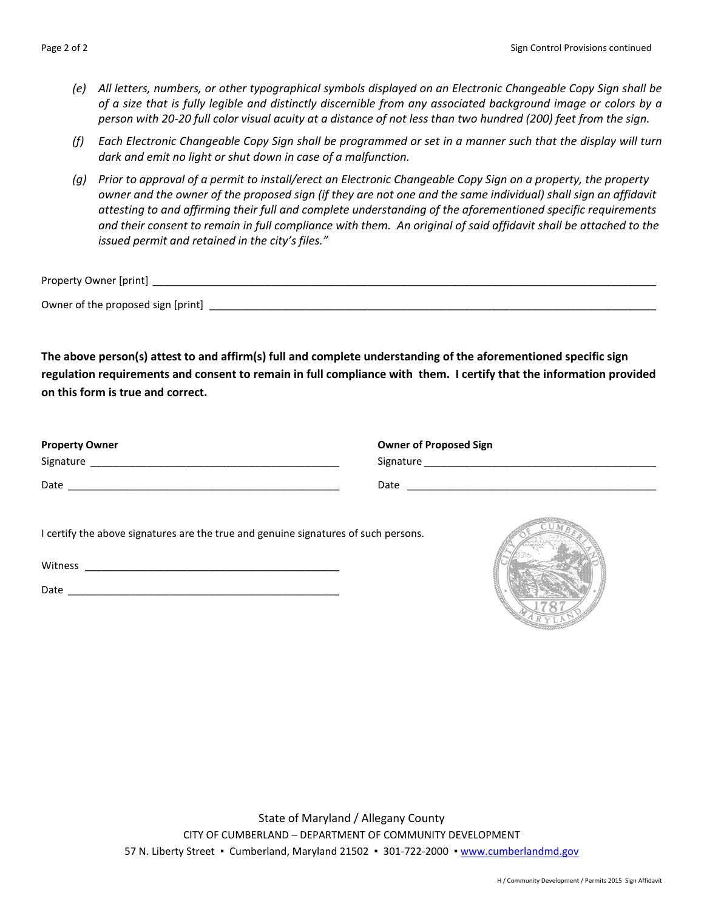*(e) All letters, numbers, or other typographical symbols displayed on an Electronic Changeable Copy Sign shall be of a size that is fully legible and distinctly discernible from any associated background image or colors by a person with 20-20 full color visual acuity at a distance of not less than two hundred (200) feet from the sign.*

*(f) Each Electronic Changeable Copy Sign shall be programmed or set in a manner such that the display will turn dark and emit no light or shut down in case of a malfunction.*

*(g) Prior to approval of a permit to install/erect an Electronic Changeable Copy Sign on a property, the property owner and the owner of the proposed sign (if they are not one and the same individual) shall sign an affidavit attesting to and affirming their full and complete understanding of the aforementioned specific requirements and their consent to remain in full compliance with them. An original of said affidavit shall be attached to the issued permit and retained in the city's files."*

Property Owner [print] ______________________________________________________________________

Owner of the proposed sign [print] ______________________________________________________________

**The above person(s) attest to and affirm(s) full and complete understanding of the aforementioned specific sign regulation requirements and consent to remain in full compliance with them. I certify that the information provided on this form is true and correct.**

**Property Owner**

Signature ________________________________________

Date ____________________________________________

**Owner of Proposed Sign**

Signature ________________________________________

Date ____________________________________________

I certify the above signatures are the true and genuine signatures of such persons.

Witness __________________________________________

Date ____________________________________________

State of Maryland / Allegany County

CITY OF CUMBERLAND – DEPARTMENT OF COMMUNITY DEVELOPMENT

57 N. Liberty Street ▪ Cumberland, Maryland 21502 ▪ 301-722-2000 ▪ www.cumberlandmd.gov

H / Community Development / Permits 2015 Sign Affidavit